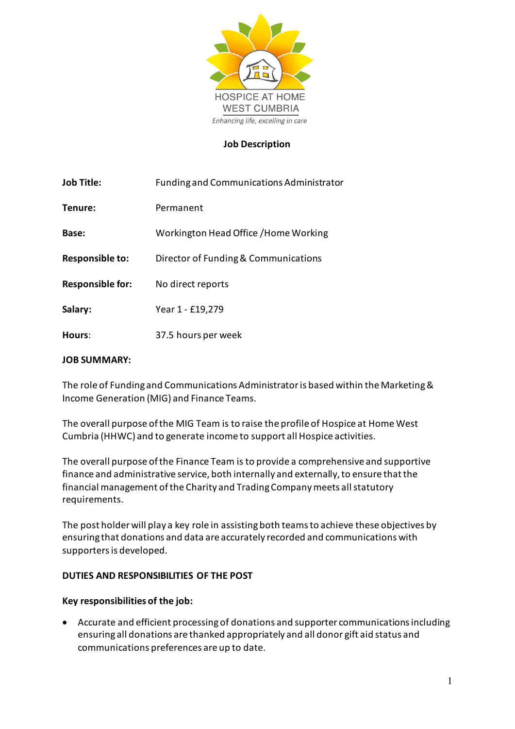HOSPICE AT HOME
WEST CUMBRIA
*Enhancing life, excelling in care*

# Job Description

| | |
|---|---|
| **Job Title:** | Funding and Communications Administrator |
| **Tenure:** | Permanent |
| **Base:** | Workington Head Office /Home Working |
| **Responsible to:** | Director of Funding & Communications |
| **Responsible for:** | No direct reports |
| **Salary:** | Year 1 - £19,279 |
| **Hours**: | 37.5 hours per week |

## JOB SUMMARY:

The role of Funding and Communications Administrator is based within the Marketing & Income Generation (MIG) and Finance Teams.

The overall purpose of the MIG Team is to raise the profile of Hospice at Home West Cumbria (HHWC) and to generate income to support all Hospice activities.

The overall purpose of the Finance Team is to provide a comprehensive and supportive finance and administrative service, both internally and externally, to ensure that the financial management of the Charity and Trading Company meets all statutory requirements.

The post holder will play a key role in assisting both teams to achieve these objectives by ensuring that donations and data are accurately recorded and communications with supporters is developed.

## DUTIES AND RESPONSIBILITIES OF THE POST

### Key responsibilities of the job:

- Accurate and efficient processing of donations and supporter communications including ensuring all donations are thanked appropriately and all donor gift aid status and communications preferences are up to date.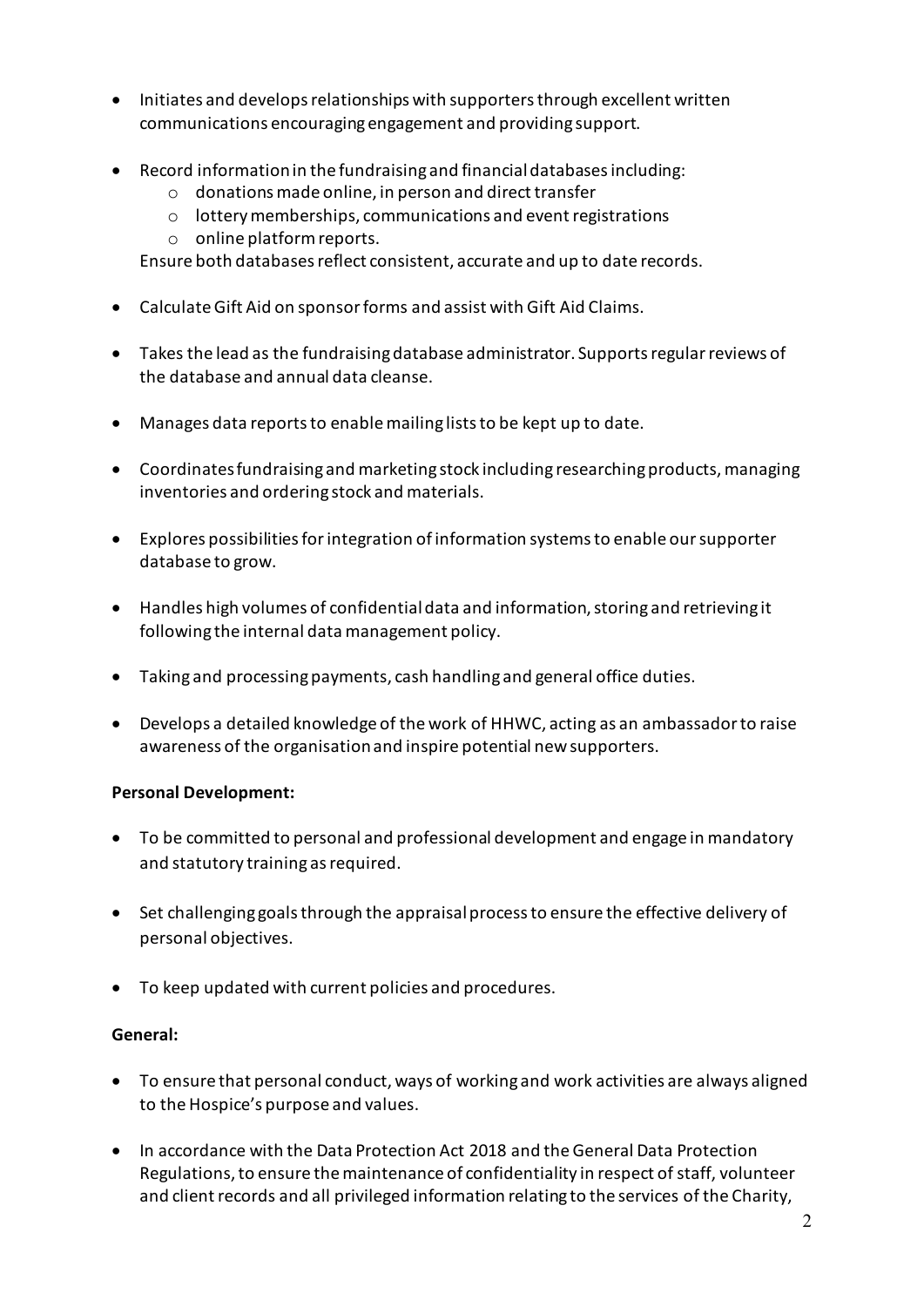- Initiates and develops relationships with supporters through excellent written communications encouraging engagement and providing support.

- Record information in the fundraising and financial databases including:
  - donations made online, in person and direct transfer
  - lottery memberships, communications and event registrations
  - online platform reports.

  Ensure both databases reflect consistent, accurate and up to date records.

- Calculate Gift Aid on sponsor forms and assist with Gift Aid Claims.

- Takes the lead as the fundraising database administrator. Supports regular reviews of the database and annual data cleanse.

- Manages data reports to enable mailing lists to be kept up to date.

- Coordinates fundraising and marketing stock including researching products, managing inventories and ordering stock and materials.

- Explores possibilities for integration of information systems to enable our supporter database to grow.

- Handles high volumes of confidential data and information, storing and retrieving it following the internal data management policy.

- Taking and processing payments, cash handling and general office duties.

- Develops a detailed knowledge of the work of HHWC, acting as an ambassador to raise awareness of the organisation and inspire potential new supporters.

**Personal Development:**

- To be committed to personal and professional development and engage in mandatory and statutory training as required.

- Set challenging goals through the appraisal process to ensure the effective delivery of personal objectives.

- To keep updated with current policies and procedures.

**General:**

- To ensure that personal conduct, ways of working and work activities are always aligned to the Hospice's purpose and values.

- In accordance with the Data Protection Act 2018 and the General Data Protection Regulations, to ensure the maintenance of confidentiality in respect of staff, volunteer and client records and all privileged information relating to the services of the Charity,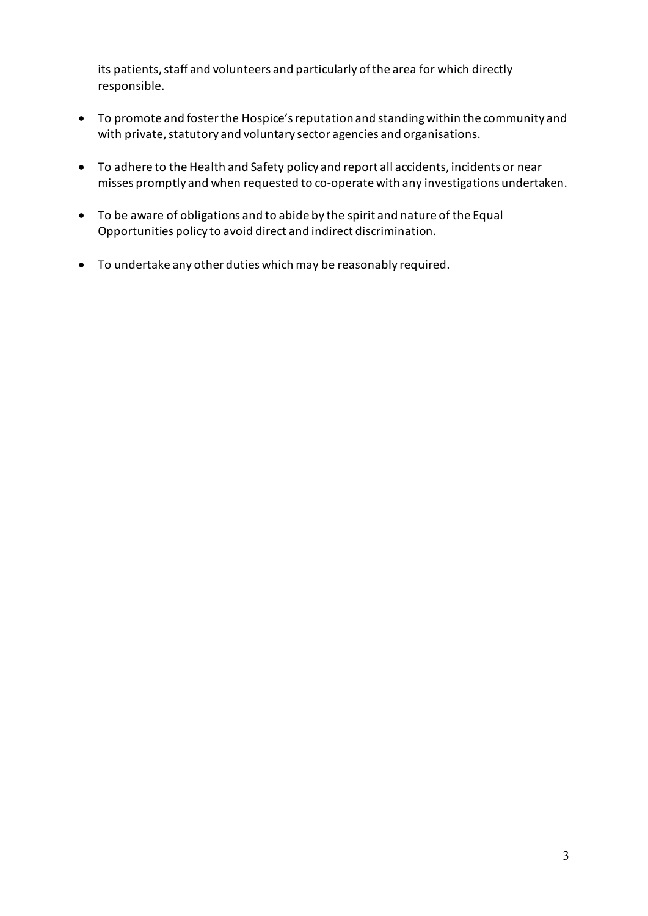its patients, staff and volunteers and particularly of the area for which directly responsible.

- To promote and foster the Hospice's reputation and standing within the community and with private, statutory and voluntary sector agencies and organisations.

- To adhere to the Health and Safety policy and report all accidents, incidents or near misses promptly and when requested to co-operate with any investigations undertaken.

- To be aware of obligations and to abide by the spirit and nature of the Equal Opportunities policy to avoid direct and indirect discrimination.

- To undertake any other duties which may be reasonably required.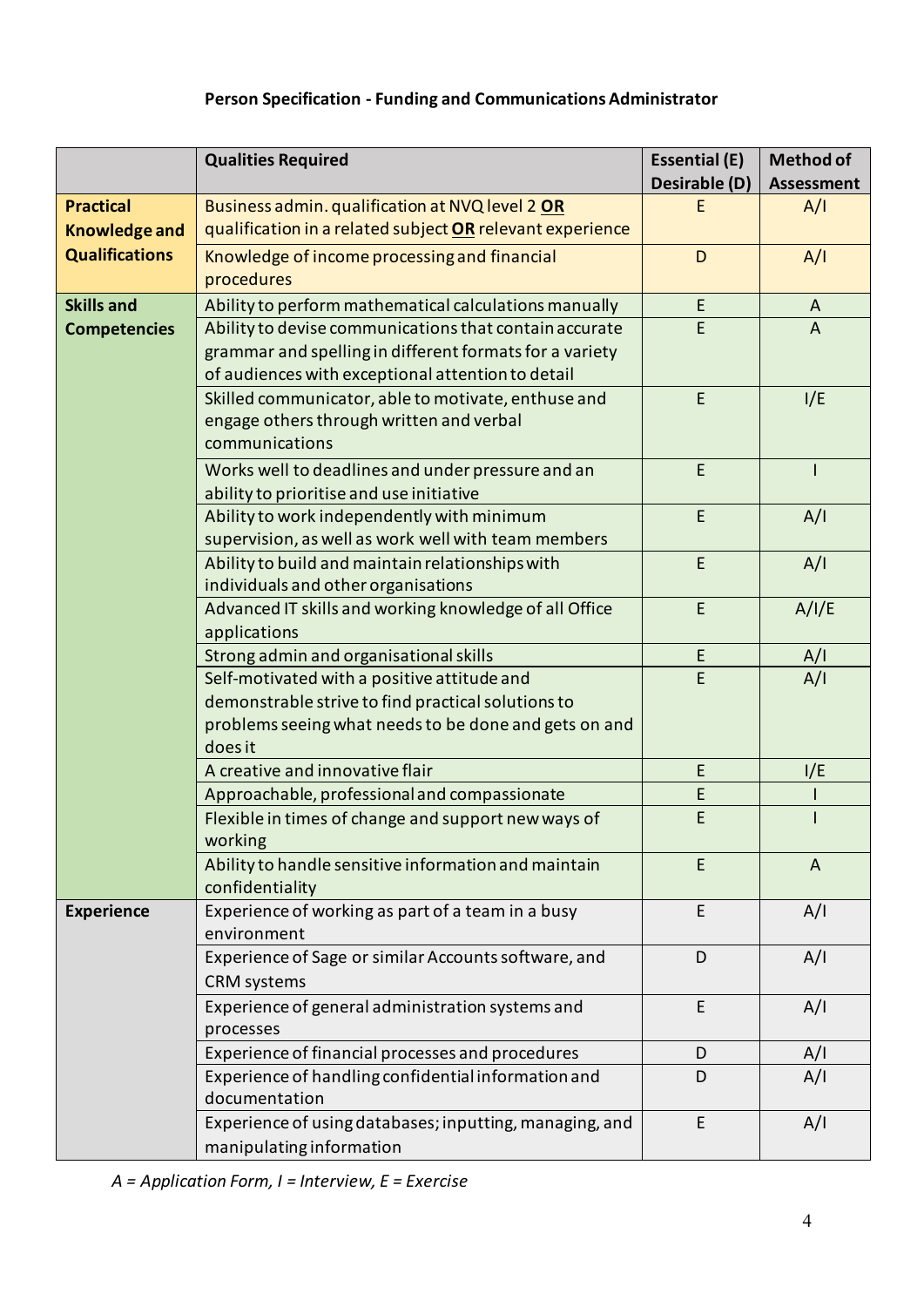**Person Specification - Funding and Communications Administrator**

| | Qualities Required | Essential (E) Desirable (D) | Method of Assessment |
|---|---|---|---|
| **Practical Knowledge and Qualifications** | Business admin. qualification at NVQ level 2 **OR** qualification in a related subject **OR** relevant experience | E | A/I |
| | Knowledge of income processing and financial procedures | D | A/I |
| **Skills and Competencies** | Ability to perform mathematical calculations manually | E | A |
| | Ability to devise communications that contain accurate grammar and spelling in different formats for a variety of audiences with exceptional attention to detail | E | A |
| | Skilled communicator, able to motivate, enthuse and engage others through written and verbal communications | E | I/E |
| | Works well to deadlines and under pressure and an ability to prioritise and use initiative | E | I |
| | Ability to work independently with minimum supervision, as well as work well with team members | E | A/I |
| | Ability to build and maintain relationships with individuals and other organisations | E | A/I |
| | Advanced IT skills and working knowledge of all Office applications | E | A/I/E |
| | Strong admin and organisational skills | E | A/I |
| | Self-motivated with a positive attitude and demonstrable strive to find practical solutions to problems seeing what needs to be done and gets on and does it | E | A/I |
| | A creative and innovative flair | E | I/E |
| | Approachable, professional and compassionate | E | I |
| | Flexible in times of change and support new ways of working | E | I |
| | Ability to handle sensitive information and maintain confidentiality | E | A |
| **Experience** | Experience of working as part of a team in a busy environment | E | A/I |
| | Experience of Sage or similar Accounts software, and CRM systems | D | A/I |
| | Experience of general administration systems and processes | E | A/I |
| | Experience of financial processes and procedures | D | A/I |
| | Experience of handling confidential information and documentation | D | A/I |
| | Experience of using databases; inputting, managing, and manipulating information | E | A/I |

*A = Application Form, I = Interview, E = Exercise*